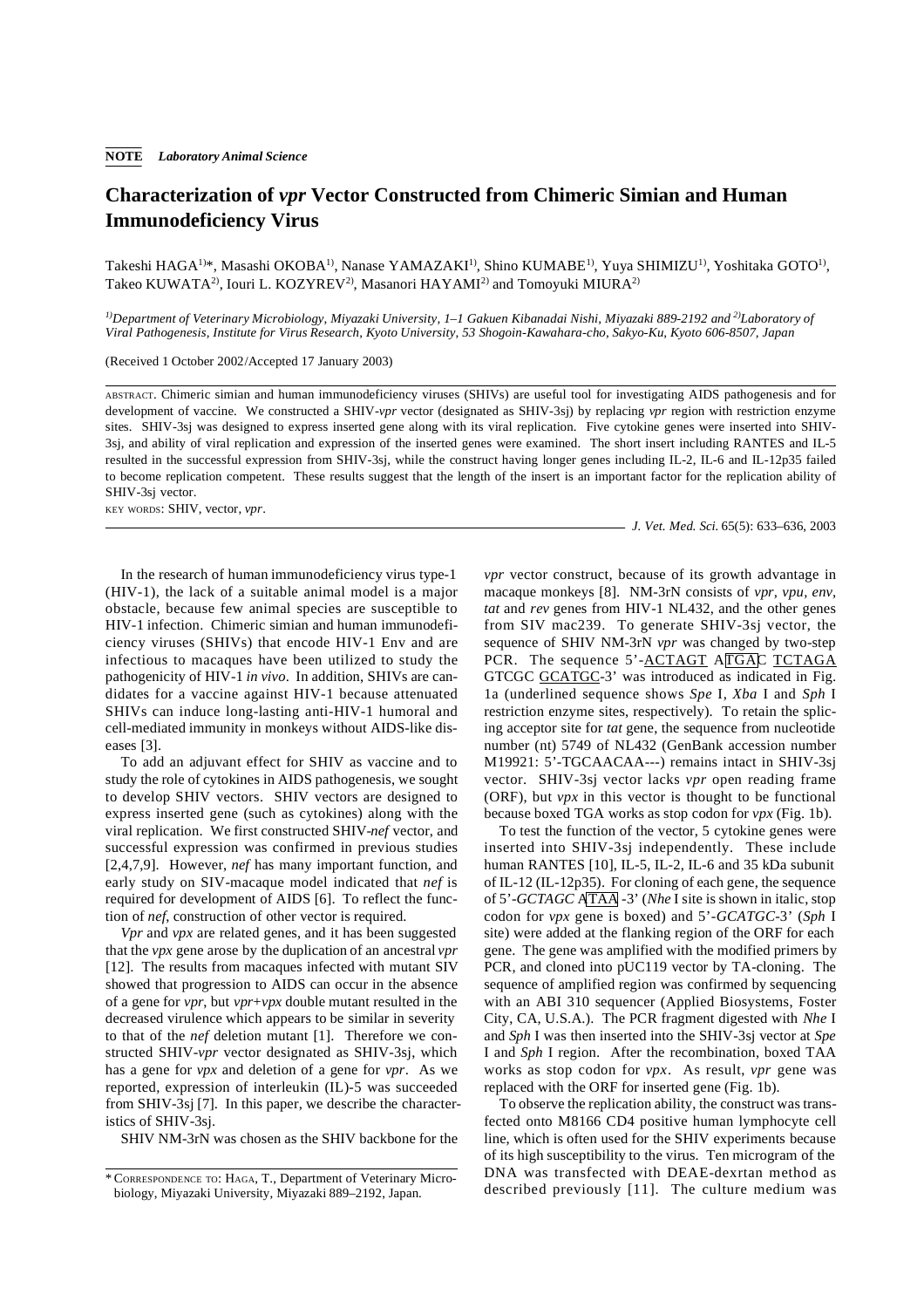**NOTE** *Laboratory Animal Science*

# Characterization of *vpr* Vector Constructed from Chimeric Simian and Human Immunodeficiency Virus

Takeshi HAGA[1)]*, Masashi OKOBA[1)], Nanase YAMAZAKI[1)], Shino KUMABE[1)], Yuya SHIMIZU[1)], Yoshitaka GOTO[1)], Takeo KUWATA[2)], Iouri L. KOZYREV[2)], Masanori HAYAMI[2)] and Tomoyuki MIURA[2)]

*[1)]Department of Veterinary Microbiology, Miyazaki University, 1–1 Gakuen Kibanadai Nishi, Miyazaki 889-2192 and [2)]Laboratory of Viral Pathogenesis, Institute for Virus Research, Kyoto University, 53 Shogoin-Kawahara-cho, Sakyo-Ku, Kyoto 606-8507, Japan*

(Received 1 October 2002/Accepted 17 January 2003)

ABSTRACT. Chimeric simian and human immunodeficiency viruses (SHIVs) are useful tool for investigating AIDS pathogenesis and for development of vaccine. We constructed a SHIV-*vpr* vector (designated as SHIV-3sj) by replacing *vpr* region with restriction enzyme sites. SHIV-3sj was designed to express inserted gene along with its viral replication. Five cytokine genes were inserted into SHIV-3sj, and ability of viral replication and expression of the inserted genes were examined. The short insert including RANTES and IL-5 resulted in the successful expression from SHIV-3sj, while the construct having longer genes including IL-2, IL-6 and IL-12p35 failed to become replication competent. These results suggest that the length of the insert is an important factor for the replication ability of SHIV-3sj vector.

KEY WORDS: SHIV, vector, *vpr*.

In the research of human immunodeficiency virus type-1 (HIV-1), the lack of a suitable animal model is a major obstacle, because few animal species are susceptible to HIV-1 infection. Chimeric simian and human immunodeficiency viruses (SHIVs) that encode HIV-1 Env and are infectious to macaques have been utilized to study the pathogenicity of HIV-1 *in vivo*. In addition, SHIVs are candidates for a vaccine against HIV-1 because attenuated SHIVs can induce long-lasting anti-HIV-1 humoral and cell-mediated immunity in monkeys without AIDS-like diseases [3].

To add an adjuvant effect for SHIV as vaccine and to study the role of cytokines in AIDS pathogenesis, we sought to develop SHIV vectors. SHIV vectors are designed to express inserted gene (such as cytokines) along with the viral replication. We first constructed SHIV-*nef* vector, and successful expression was confirmed in previous studies [2,4,7,9]. However, *nef* has many important function, and early study on SIV-macaque model indicated that *nef* is required for development of AIDS [6]. To reflect the function of *nef*, construction of other vector is required.

*Vpr* and *vpx* are related genes, and it has been suggested that the *vpx* gene arose by the duplication of an ancestral *vpr* [12]. The results from macaques infected with mutant SIV showed that progression to AIDS can occur in the absence of a gene for *vpr*, but *vpr*+*vpx* double mutant resulted in the decreased virulence which appears to be similar in severity to that of the *nef* deletion mutant [1]. Therefore we constructed SHIV-*vpr* vector designated as SHIV-3sj, which has a gene for *vpx* and deletion of a gene for *vpr*. As we reported, expression of interleukin (IL)-5 was succeeded from SHIV-3sj [7]. In this paper, we describe the characteristics of SHIV-3sj.

SHIV NM-3rN was chosen as the SHIV backbone for the *vpr* vector construct, because of its growth advantage in macaque monkeys [8]. NM-3rN consists of *vpr*, *vpu*, *env*, *tat* and *rev* genes from HIV-1 NL432, and the other genes from SIV mac239. To generate SHIV-3sj vector, the sequence of SHIV NM-3rN *vpr* was changed by two-step PCR. The sequence 5'-ACTAGT A[TGA]C TCTAGA GTCGC GCATGC-3' was introduced as indicated in Fig. 1a (underlined sequence shows *Spe* I, *Xba* I and *Sph* I restriction enzyme sites, respectively). To retain the splicing acceptor site for *tat* gene, the sequence from nucleotide number (nt) 5749 of NL432 (GenBank accession number M19921: 5'-TGCAACAA---) remains intact in SHIV-3sj vector. SHIV-3sj vector lacks *vpr* open reading frame (ORF), but *vpx* in this vector is thought to be functional because boxed TGA works as stop codon for *vpx* (Fig. 1b).

To test the function of the vector, 5 cytokine genes were inserted into SHIV-3sj independently. These include human RANTES [10], IL-5, IL-2, IL-6 and 35 kDa subunit of IL-12 (IL-12p35). For cloning of each gene, the sequence of 5'-*GCTAGC* A[TAA] -3' (*Nhe* I site is shown in italic, stop codon for *vpx* gene is boxed) and 5'-*GCATGC*-3' (*Sph* I site) were added at the flanking region of the ORF for each gene. The gene was amplified with the modified primers by PCR, and cloned into pUC119 vector by TA-cloning. The sequence of amplified region was confirmed by sequencing with an ABI 310 sequencer (Applied Biosystems, Foster City, CA, U.S.A.). The PCR fragment digested with *Nhe* I and *Sph* I was then inserted into the SHIV-3sj vector at *Spe* I and *Sph* I region. After the recombination, boxed TAA works as stop codon for *vpx*. As result, *vpr* gene was replaced with the ORF for inserted gene (Fig. 1b).

To observe the replication ability, the construct was transfected onto M8166 CD4 positive human lymphocyte cell line, which is often used for the SHIV experiments because of its high susceptibility to the virus. Ten microgram of the DNA was transfected with DEAE-dexrtan method as described previously [11]. The culture medium was

* CORRESPONDENCE TO: HAGA, T., Department of Veterinary Microbiology, Miyazaki University, Miyazaki 889–2192, Japan.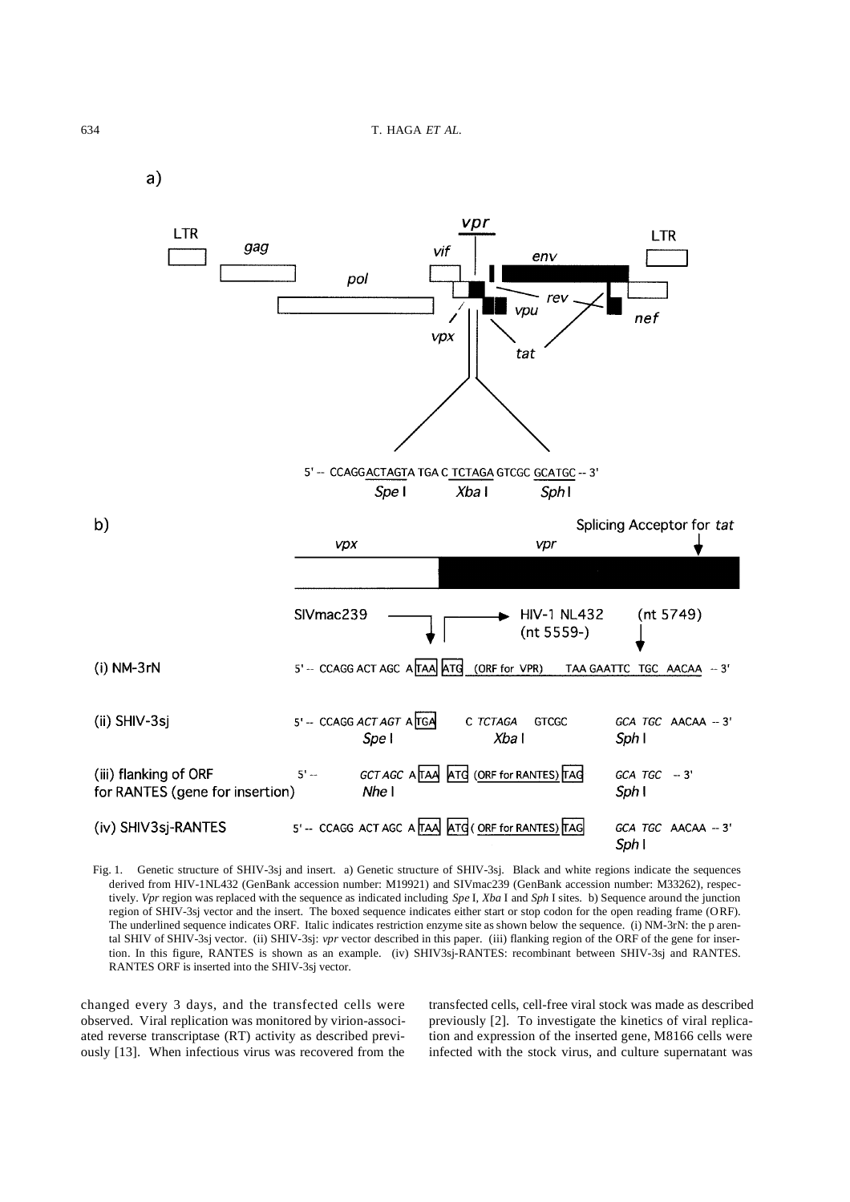a)

5' -- CCAGGACTAGTA TGA C TCTAGA GTCGC GCATGC -- 3'

*Spe* I *Xba* I *Sph* I

b)

(i) NM-3rN: 5' -- CCAGG ACT AGC A TAA ATG (ORF for VPR) TAA GAATTC TGC AACAA -- 3'

(ii) SHIV-3sj: 5' -- CCAGG *ACT AGT* A TGA C *TCTAGA* GTCGC *GCA TGC* AACAA -- 3'

(iii) flanking of ORF for RANTES (gene for insertion): 5' -- *GCT AGC* A TAA ATG (ORF for RANTES) TAG *GCA TGC* -- 3'

(iv) SHIV3sj-RANTES: 5' -- CCAGG ACT AGC A TAA ATG (ORF for RANTES) TAG *GCA TGC* AACAA -- 3'

Fig. 1. Genetic structure of SHIV-3sj and insert. a) Genetic structure of SHIV-3sj. Black and white regions indicate the sequences derived from HIV-1NL432 (GenBank accession number: M19921) and SIVmac239 (GenBank accession number: M33262), respectively. *Vpr* region was replaced with the sequence as indicated including *Spe* I, *Xba* I and *Sph* I sites. b) Sequence around the junction region of SHIV-3sj vector and the insert. The boxed sequence indicates either start or stop codon for the open reading frame (ORF). The underlined sequence indicates ORF. Italic indicates restriction enzyme site as shown below the sequence. (i) NM-3rN: the parental SHIV of SHIV-3sj vector. (ii) SHIV-3sj: *vpr* vector described in this paper. (iii) flanking region of the ORF of the gene for insertion. In this figure, RANTES is shown as an example. (iv) SHIV3sj-RANTES: recombinant between SHIV-3sj and RANTES. RANTES ORF is inserted into the SHIV-3sj vector.

changed every 3 days, and the transfected cells were observed. Viral replication was monitored by virion-associated reverse transcriptase (RT) activity as described previously [13]. When infectious virus was recovered from the transfected cells, cell-free viral stock was made as described previously [2]. To investigate the kinetics of viral replication and expression of the inserted gene, M8166 cells were infected with the stock virus, and culture supernatant was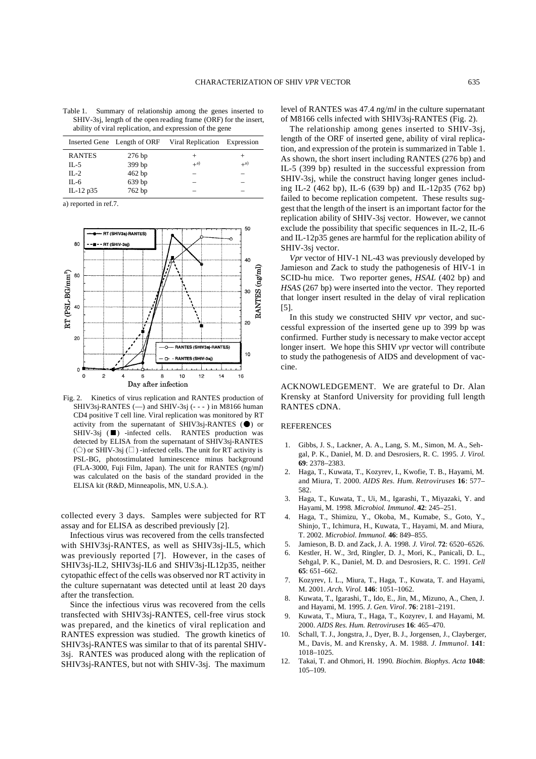Table 1. Summary of relationship among the genes inserted to SHIV-3sj, length of the open reading frame (ORF) for the insert, ability of viral replication, and expression of the gene

| Inserted Gene | Length of ORF | Viral Replication | Expression |
|---|---|---|---|
| RANTES | 276 bp | + | + |
| IL-5 | 399 bp | +[a)] | +[a)] |
| IL-2 | 462 bp | – | – |
| IL-6 | 639 bp | – | – |
| IL-12 p35 | 762 bp | – | – |

a) reported in ref.7.

Fig. 2. Kinetics of virus replication and RANTES production of SHIV3sj-RANTES (—) and SHIV-3sj (- - - ) in M8166 human CD4 positive T cell line. Viral replication was monitored by RT activity from the supernatant of SHIV3sj-RANTES (●) or SHIV-3sj (■) -infected cells. RANTES production was detected by ELISA from the supernatant of SHIV3sj-RANTES (○) or SHIV-3sj (□) -infected cells. The unit for RT activity is PSL-BG, photostimulated luminescence minus background (FLA-3000, Fuji Film, Japan). The unit for RANTES (*n*g/m*l*) was calculated on the basis of the standard provided in the ELISA kit (R&D, Minneapolis, MN, U.S.A.).

collected every 3 days. Samples were subjected for RT assay and for ELISA as described previously [2].

Infectious virus was recovered from the cells transfected with SHIV3sj-RANTES, as well as SHIV3sj-IL5, which was previously reported [7]. However, in the cases of SHIV3sj-IL2, SHIV3sj-IL6 and SHIV3sj-IL12p35, neither cytopathic effect of the cells was observed nor RT activity in the culture supernatant was detected until at least 20 days after the transfection.

Since the infectious virus was recovered from the cells transfected with SHIV3sj-RANTES, cell-free virus stock was prepared, and the kinetics of viral replication and RANTES expression was studied. The growth kinetics of SHIV3sj-RANTES was similar to that of its parental SHIV-3sj. RANTES was produced along with the replication of SHIV3sj-RANTES, but not with SHIV-3sj. The maximum level of RANTES was 47.4 *n*g/m*l* in the culture supernatant of M8166 cells infected with SHIV3sj-RANTES (Fig. 2).

The relationship among genes inserted to SHIV-3sj, length of the ORF of inserted gene, ability of viral replication, and expression of the protein is summarized in Table 1. As shown, the short insert including RANTES (276 bp) and IL-5 (399 bp) resulted in the successful expression from SHIV-3sj, while the construct having longer genes including IL-2 (462 bp), IL-6 (639 bp) and IL-12p35 (762 bp) failed to become replication competent. These results suggest that the length of the insert is an important factor for the replication ability of SHIV-3sj vector. However, we cannot exclude the possibility that specific sequences in IL-2, IL-6 and IL-12p35 genes are harmful for the replication ability of SHIV-3sj vector.

*Vpr* vector of HIV-1 NL-43 was previously developed by Jamieson and Zack to study the pathogenesis of HIV-1 in SCID-hu mice. Two reporter genes, *HSAL* (402 bp) and *HSAS* (267 bp) were inserted into the vector. They reported that longer insert resulted in the delay of viral replication [5].

In this study we constructed SHIV *vpr* vector, and successful expression of the inserted gene up to 399 bp was confirmed. Further study is necessary to make vector accept longer insert. We hope this SHIV *vpr* vector will contribute to study the pathogenesis of AIDS and development of vaccine.

ACKNOWLEDGEMENT. We are grateful to Dr. Alan Krensky at Stanford University for providing full length RANTES cDNA.

## REFERENCES

1. Gibbs, J. S., Lackner, A. A., Lang, S. M., Simon, M. A., Sehgal, P. K., Daniel, M. D. and Desrosiers, R. C. 1995. *J. Virol.* **69**: 2378–2383.
2. Haga, T., Kuwata, T., Kozyrev, I., Kwofie, T. B., Hayami, M. and Miura, T. 2000. *AIDS Res. Hum. Retroviruses* **16**: 577–582.
3. Haga, T., Kuwata, T., Ui, M., Igarashi, T., Miyazaki, Y. and Hayami, M. 1998. *Microbiol. Immunol*. **42**: 245–251.
4. Haga, T., Shimizu, Y., Okoba, M., Kumabe, S., Goto, Y., Shinjo, T., Ichimura, H., Kuwata, T., Hayami, M. and Miura, T. 2002. *Microbiol. Immunol.* **46**: 849–855.
5. Jamieson, B. D. and Zack, J. A. 1998. *J. Virol.* **72**: 6520–6526.
6. Kestler, H. W., 3rd, Ringler, D. J., Mori, K., Panicali, D. L., Sehgal, P. K., Daniel, M. D. and Desrosiers, R. C. 1991. *Cell* **65**: 651–662.
7. Kozyrev, I. L., Miura, T., Haga, T., Kuwata, T. and Hayami, M. 2001. *Arch. Virol.* **146**: 1051–1062.
8. Kuwata, T., Igarashi, T., Ido, E., Jin, M., Mizuno, A., Chen, J. and Hayami, M. 1995. *J. Gen. Virol*. **76**: 2181–2191.
9. Kuwata, T., Miura, T., Haga, T., Kozyrev, I. and Hayami, M. 2000. *AIDS Res. Hum. Retroviruses* **16**: 465–470.
10. Schall, T. J., Jongstra, J., Dyer, B. J., Jorgensen, J., Clayberger, M., Davis, M. and Krensky, A. M. 1988. *J. Immunol*. **141**: 1018–1025.
12. Takai, T. and Ohmori, H. 1990. *Biochim. Biophys. Acta* **1048**: 105–109.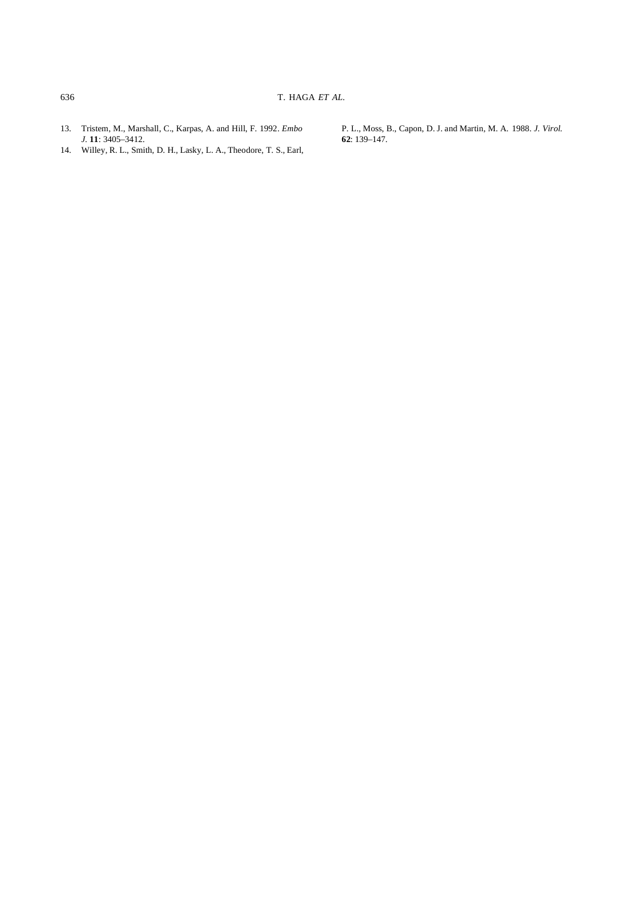13. Tristem, M., Marshall, C., Karpas, A. and Hill, F. 1992. *Embo J.* **11**: 3405–3412.
14. Willey, R. L., Smith, D. H., Lasky, L. A., Theodore, T. S., Earl, P. L., Moss, B., Capon, D. J. and Martin, M. A. 1988. *J. Virol.* **62**: 139–147.